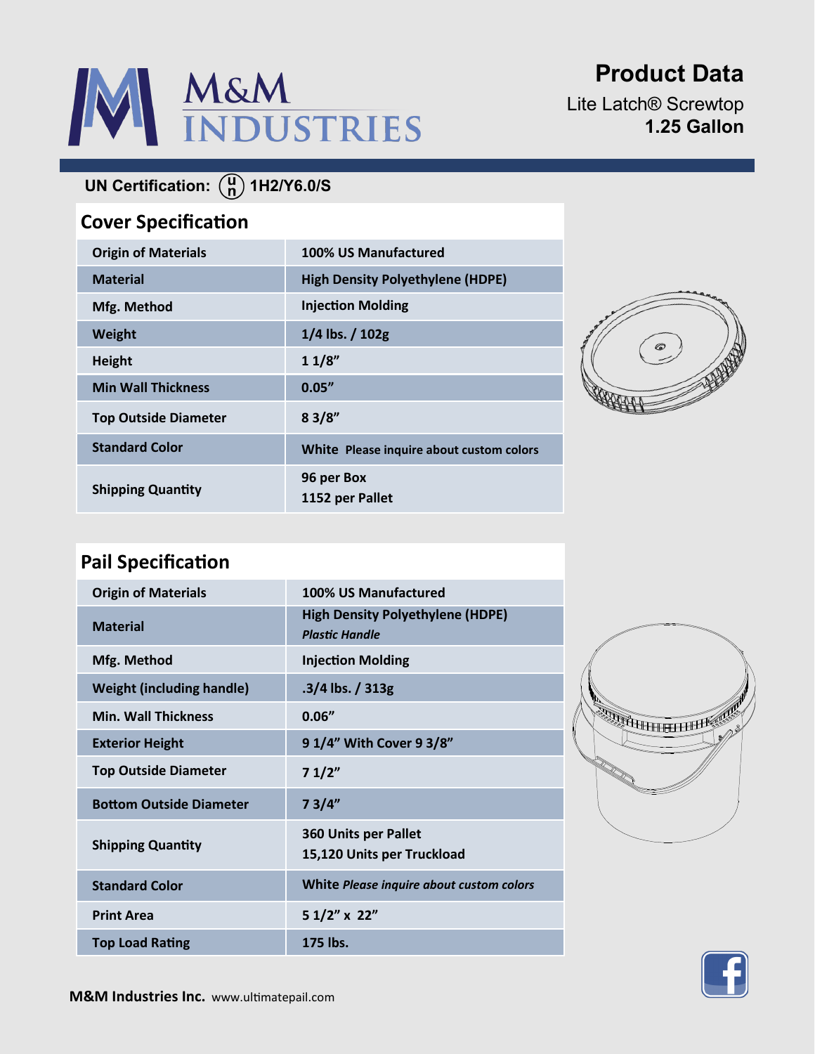# M&M INDUSTRIES

## Product Data

Lite Latch® Screwtop
**1.25 Gallon**

**UN Certification:** (u/n) **1H2/Y6.0/S**

## Cover Specification

| | |
|---|---|
| **Origin of Materials** | **100% US Manufactured** |
| **Material** | **High Density Polyethylene (HDPE)** |
| **Mfg. Method** | **Injection Molding** |
| **Weight** | **1/4 lbs. / 102g** |
| **Height** | **1 1/8”** |
| **Min Wall Thickness** | **0.05”** |
| **Top Outside Diameter** | **8 3/8”** |
| **Standard Color** | **White** **Please inquire about custom colors** |
| **Shipping Quantity** | **96 per Box**<br>**1152 per Pallet** |

## Pail Specification

| | |
|---|---|
| **Origin of Materials** | **100% US Manufactured** |
| **Material** | **High Density Polyethylene (HDPE)**<br>***Plastic Handle*** |
| **Mfg. Method** | **Injection Molding** |
| **Weight (including handle)** | **.3/4 lbs. / 313g** |
| **Min. Wall Thickness** | **0.06”** |
| **Exterior Height** | **9 1/4” With Cover 9 3/8”** |
| **Top Outside Diameter** | **7 1/2”** |
| **Bottom Outside Diameter** | **7 3/4”** |
| **Shipping Quantity** | **360 Units per Pallet**<br>**15,120 Units per Truckload** |
| **Standard Color** | **White** ***Please inquire about custom colors*** |
| **Print Area** | **5 1/2” x 22”** |
| **Top Load Rating** | **175 lbs.** |

**M&M Industries Inc.** www.ultimatepail.com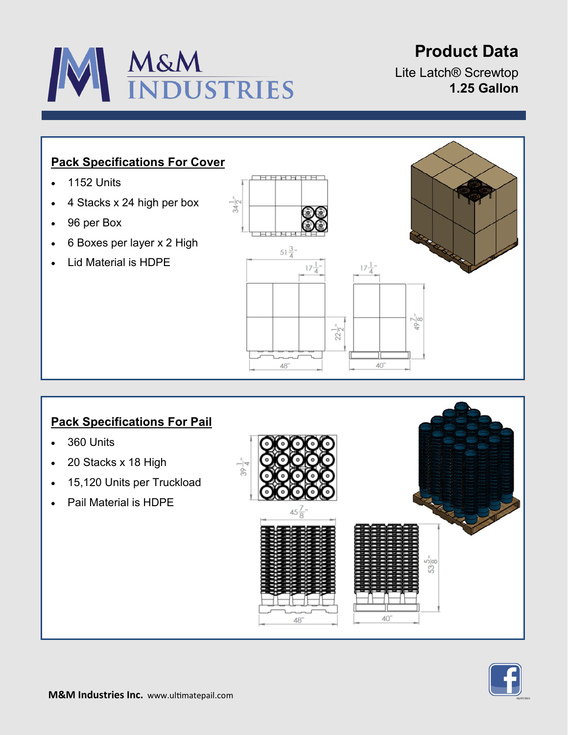# M&M INDUSTRIES

**Product Data**

Lite Latch® Screwtop

**1.25 Gallon**

## Pack Specifications For Cover

- 1152 Units
- 4 Stacks x 24 high per box
- 96 per Box
- 6 Boxes per layer x 2 High
- Lid Material is HDPE

34 1/2"

51 3/4"

17 1/4"

17 1/4"

22 1/2"

49 7/8"

48"

40"

## Pack Specifications For Pail

- 360 Units
- 20 Stacks x 18 High
- 15,120 Units per Truckload
- Pail Material is HDPE

39 1/4"

45 7/8"

53 5/8"

48"

40"

**M&M Industries Inc.** www.ultimatepail.com